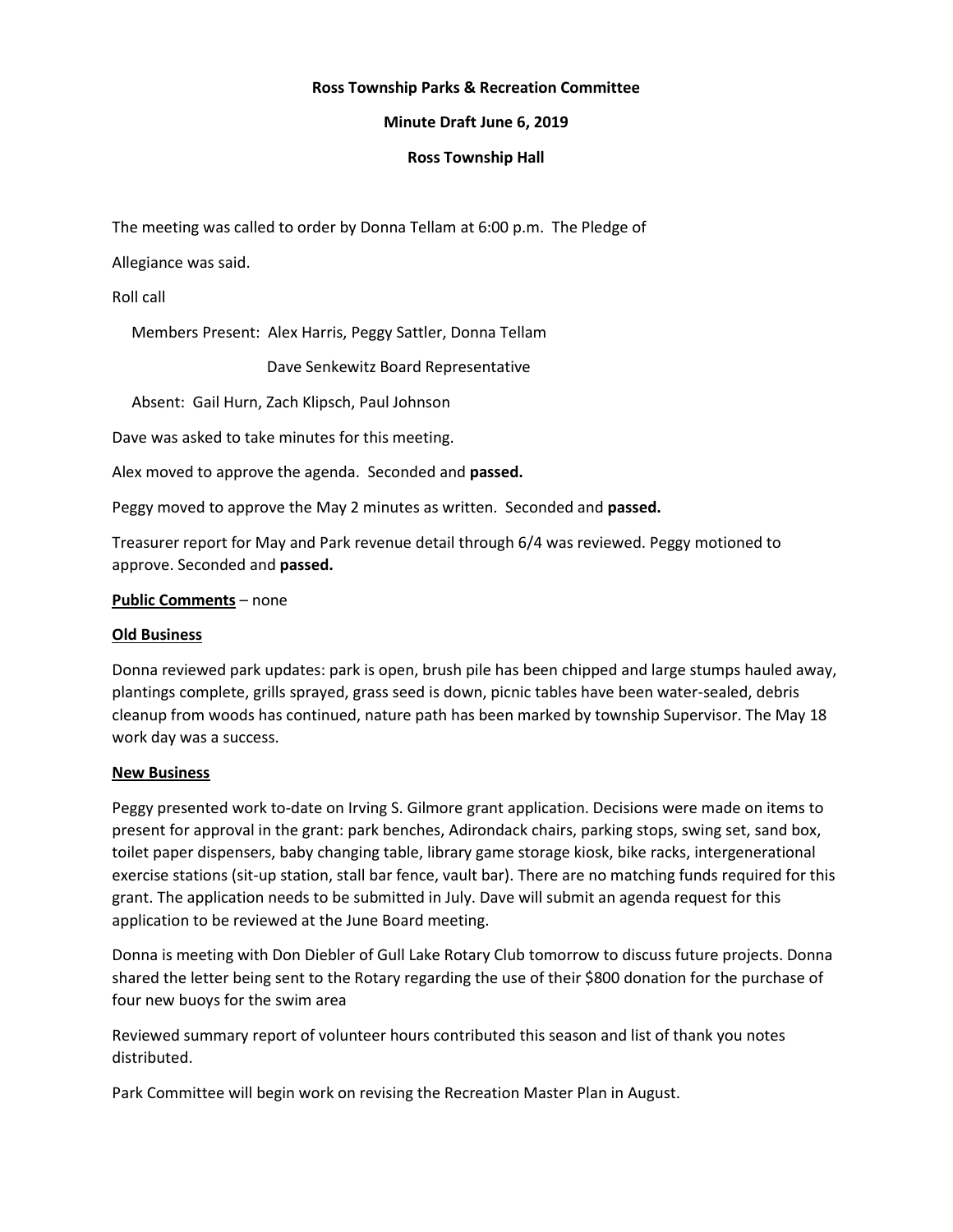**Ross Township Parks & Recreation Committee**

**Minute Draft June 6, 2019**

**Ross Township Hall**

The meeting was called to order by Donna Tellam at 6:00 p.m. The Pledge of Allegiance was said.

Roll call

Members Present: Alex Harris, Peggy Sattler, Donna Tellam

Dave Senkewitz Board Representative

Absent: Gail Hurn, Zach Klipsch, Paul Johnson

Dave was asked to take minutes for this meeting.

Alex moved to approve the agenda. Seconded and **passed.**

Peggy moved to approve the May 2 minutes as written. Seconded and **passed.**

Treasurer report for May and Park revenue detail through 6/4 was reviewed. Peggy motioned to approve. Seconded and **passed.**

**Public Comments** – none

**Old Business**

Donna reviewed park updates: park is open, brush pile has been chipped and large stumps hauled away, plantings complete, grills sprayed, grass seed is down, picnic tables have been water-sealed, debris cleanup from woods has continued, nature path has been marked by township Supervisor. The May 18 work day was a success.

**New Business**

Peggy presented work to-date on Irving S. Gilmore grant application. Decisions were made on items to present for approval in the grant: park benches, Adirondack chairs, parking stops, swing set, sand box, toilet paper dispensers, baby changing table, library game storage kiosk, bike racks, intergenerational exercise stations (sit-up station, stall bar fence, vault bar). There are no matching funds required for this grant. The application needs to be submitted in July. Dave will submit an agenda request for this application to be reviewed at the June Board meeting.

Donna is meeting with Don Diebler of Gull Lake Rotary Club tomorrow to discuss future projects. Donna shared the letter being sent to the Rotary regarding the use of their $800 donation for the purchase of four new buoys for the swim area

Reviewed summary report of volunteer hours contributed this season and list of thank you notes distributed.

Park Committee will begin work on revising the Recreation Master Plan in August.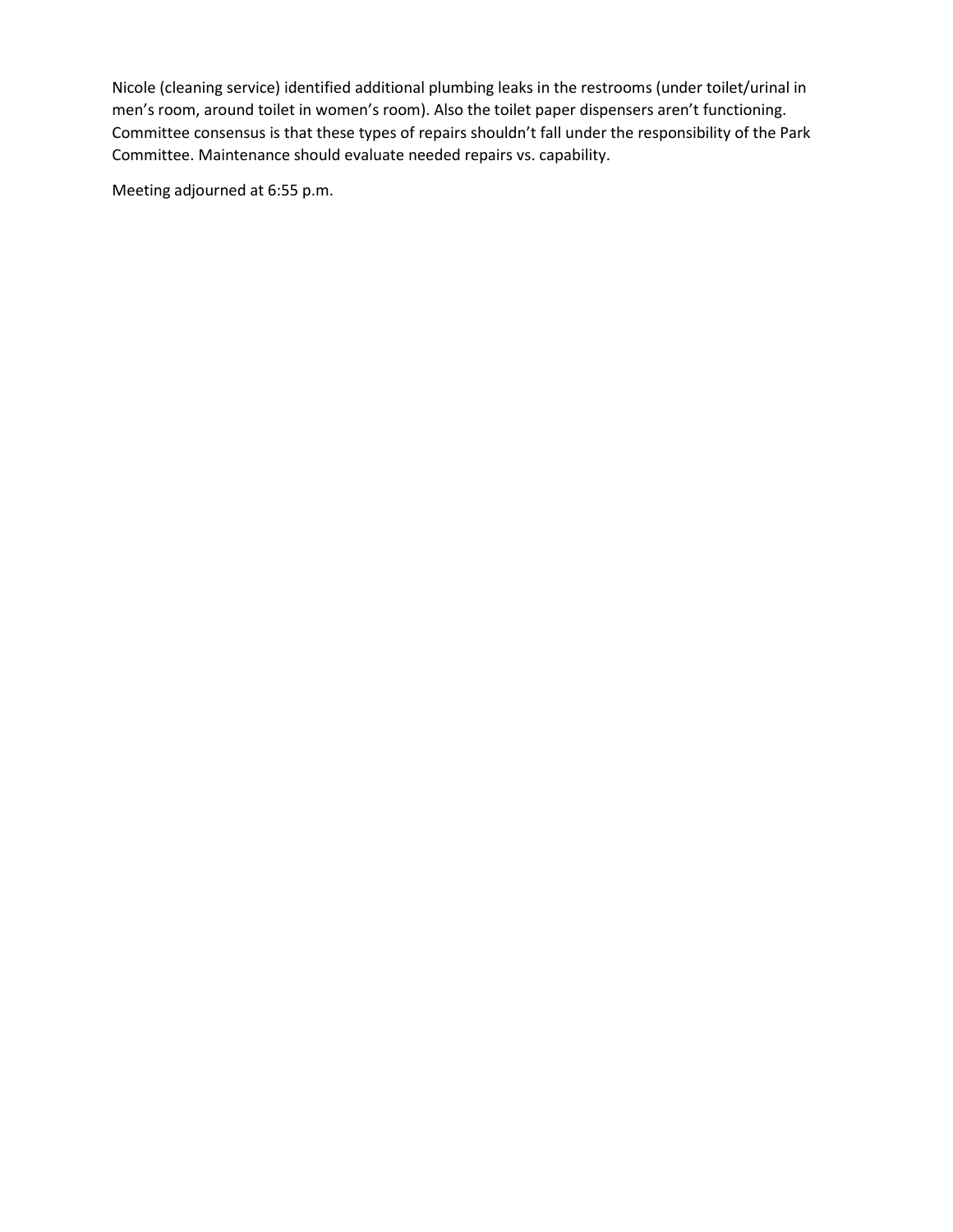Nicole (cleaning service) identified additional plumbing leaks in the restrooms (under toilet/urinal in men's room, around toilet in women's room). Also the toilet paper dispensers aren't functioning. Committee consensus is that these types of repairs shouldn't fall under the responsibility of the Park Committee. Maintenance should evaluate needed repairs vs. capability.

Meeting adjourned at 6:55 p.m.